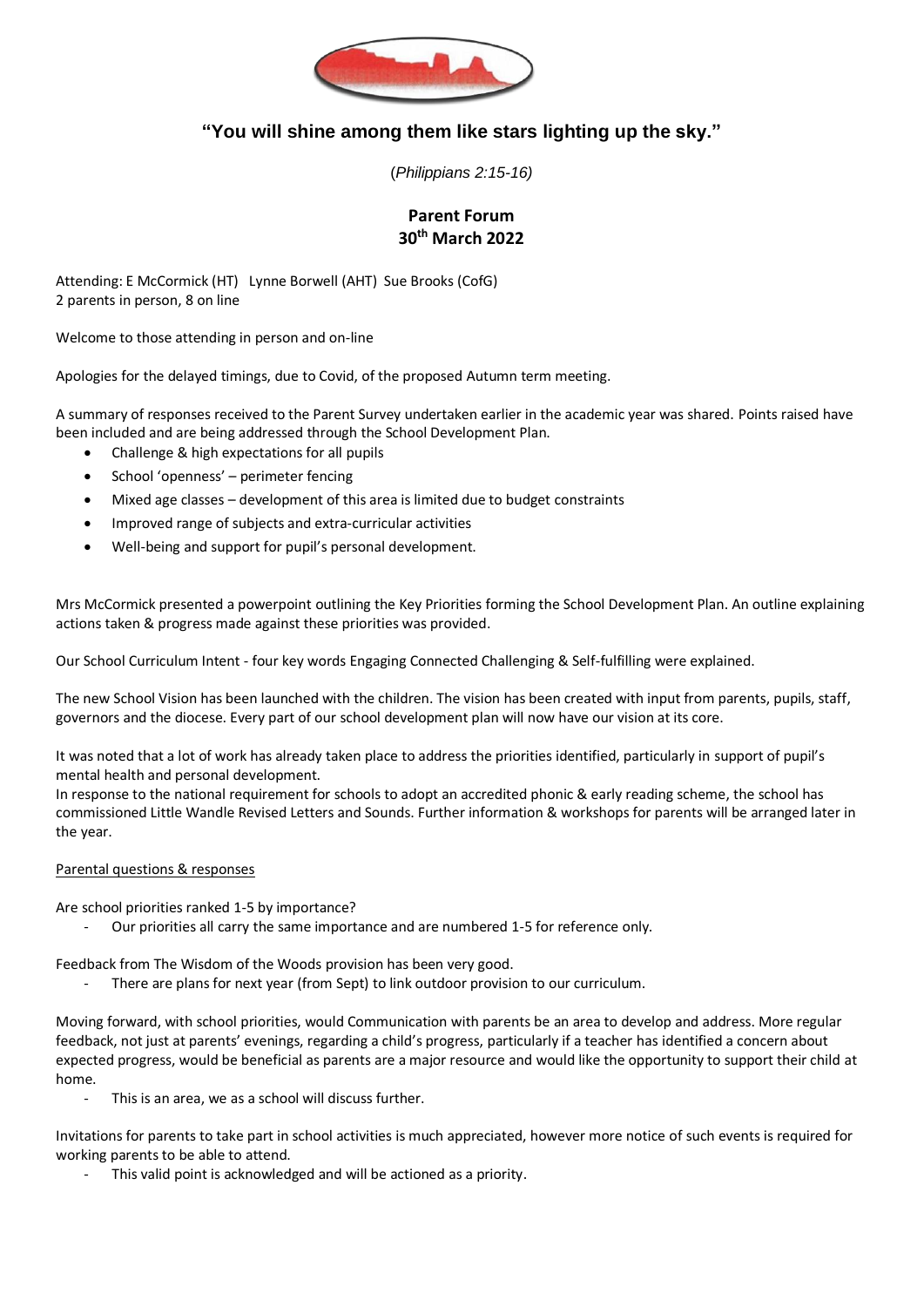**"You will shine among them like stars lighting up the sky."**

*(Philippians 2:15-16)*

# Parent Forum
## 30th March 2022

Attending: E McCormick (HT) Lynne Borwell (AHT) Sue Brooks (CofG)
2 parents in person, 8 on line

Welcome to those attending in person and on-line

Apologies for the delayed timings, due to Covid, of the proposed Autumn term meeting.

A summary of responses received to the Parent Survey undertaken earlier in the academic year was shared. Points raised have been included and are being addressed through the School Development Plan.

- Challenge & high expectations for all pupils
- School 'openness' – perimeter fencing
- Mixed age classes – development of this area is limited due to budget constraints
- Improved range of subjects and extra-curricular activities
- Well-being and support for pupil's personal development.

Mrs McCormick presented a powerpoint outlining the Key Priorities forming the School Development Plan. An outline explaining actions taken & progress made against these priorities was provided.

Our School Curriculum Intent - four key words Engaging Connected Challenging & Self-fulfilling were explained.

The new School Vision has been launched with the children. The vision has been created with input from parents, pupils, staff, governors and the diocese. Every part of our school development plan will now have our vision at its core.

It was noted that a lot of work has already taken place to address the priorities identified, particularly in support of pupil's mental health and personal development.
In response to the national requirement for schools to adopt an accredited phonic & early reading scheme, the school has commissioned Little Wandle Revised Letters and Sounds. Further information & workshops for parents will be arranged later in the year.

<u>Parental questions & responses</u>

Are school priorities ranked 1-5 by importance?

- Our priorities all carry the same importance and are numbered 1-5 for reference only.

Feedback from The Wisdom of the Woods provision has been very good.

- There are plans for next year (from Sept) to link outdoor provision to our curriculum.

Moving forward, with school priorities, would Communication with parents be an area to develop and address. More regular feedback, not just at parents' evenings, regarding a child's progress, particularly if a teacher has identified a concern about expected progress, would be beneficial as parents are a major resource and would like the opportunity to support their child at home.

- This is an area, we as a school will discuss further.

Invitations for parents to take part in school activities is much appreciated, however more notice of such events is required for working parents to be able to attend.

- This valid point is acknowledged and will be actioned as a priority.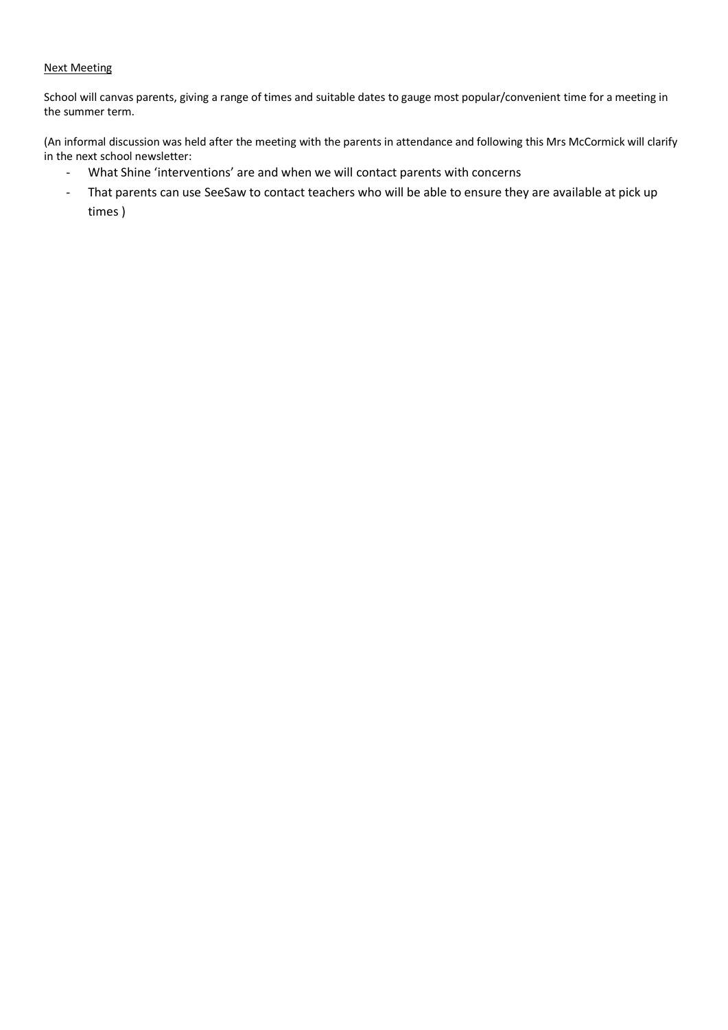Next Meeting

School will canvas parents, giving a range of times and suitable dates to gauge most popular/convenient time for a meeting in the summer term.

(An informal discussion was held after the meeting with the parents in attendance and following this Mrs McCormick will clarify in the next school newsletter:

- What Shine 'interventions' are and when we will contact parents with concerns
- That parents can use SeeSaw to contact teachers who will be able to ensure they are available at pick up times )